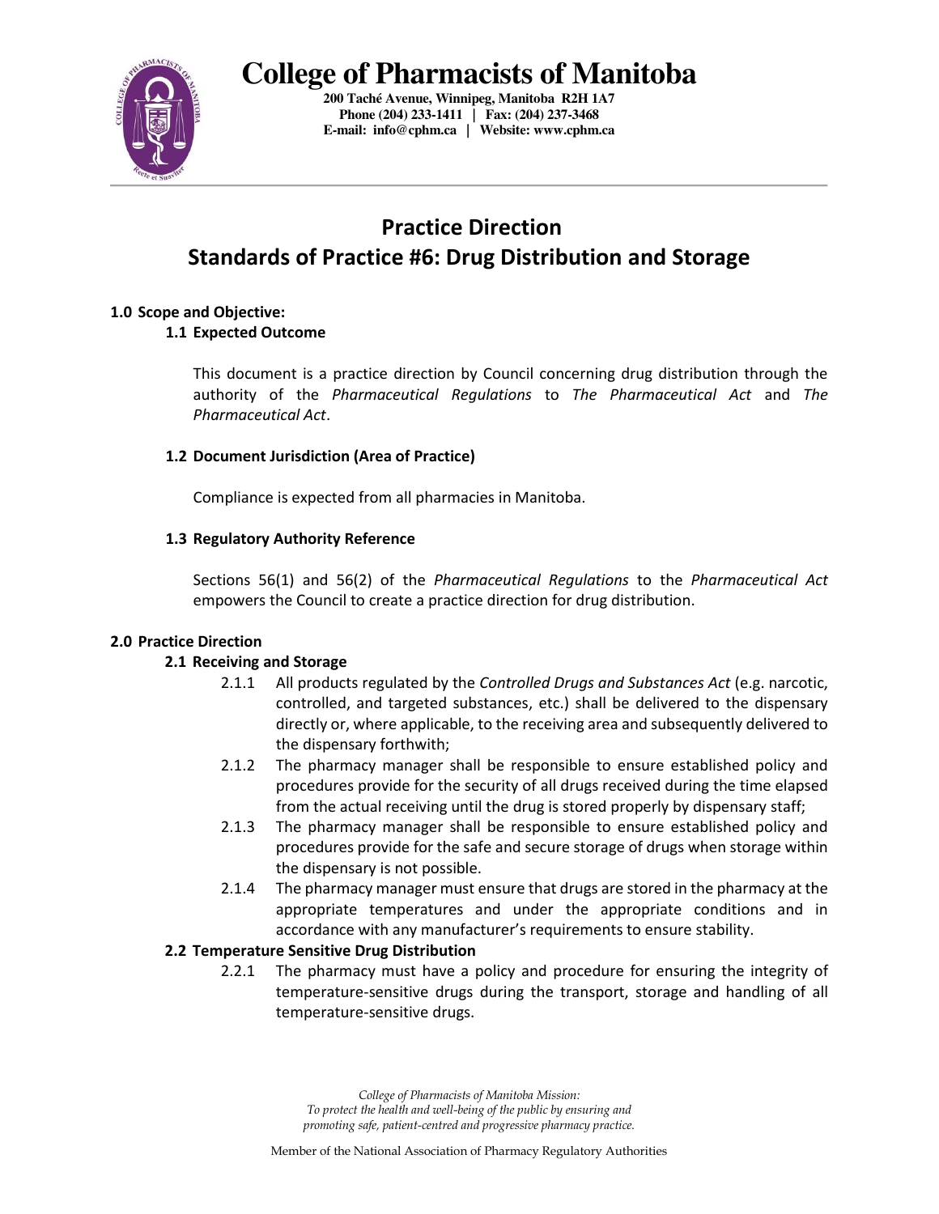# College of Pharmacists of Manitoba

**200 Taché Avenue, Winnipeg, Manitoba R2H 1A7**
**Phone (204) 233-1411 | Fax: (204) 237-3468**
**E-mail: info@cphm.ca | Website: www.cphm.ca**

---

## Practice Direction
## Standards of Practice #6: Drug Distribution and Storage

### 1.0 Scope and Objective:

#### 1.1 Expected Outcome

This document is a practice direction by Council concerning drug distribution through the authority of the *Pharmaceutical Regulations* to *The Pharmaceutical Act* and *The Pharmaceutical Act*.

#### 1.2 Document Jurisdiction (Area of Practice)

Compliance is expected from all pharmacies in Manitoba.

#### 1.3 Regulatory Authority Reference

Sections 56(1) and 56(2) of the *Pharmaceutical Regulations* to the *Pharmaceutical Act* empowers the Council to create a practice direction for drug distribution.

### 2.0 Practice Direction

#### 2.1 Receiving and Storage

2.1.1 All products regulated by the *Controlled Drugs and Substances Act* (e.g. narcotic, controlled, and targeted substances, etc.) shall be delivered to the dispensary directly or, where applicable, to the receiving area and subsequently delivered to the dispensary forthwith;

2.1.2 The pharmacy manager shall be responsible to ensure established policy and procedures provide for the security of all drugs received during the time elapsed from the actual receiving until the drug is stored properly by dispensary staff;

2.1.3 The pharmacy manager shall be responsible to ensure established policy and procedures provide for the safe and secure storage of drugs when storage within the dispensary is not possible.

2.1.4 The pharmacy manager must ensure that drugs are stored in the pharmacy at the appropriate temperatures and under the appropriate conditions and in accordance with any manufacturer's requirements to ensure stability.

#### 2.2 Temperature Sensitive Drug Distribution

2.2.1 The pharmacy must have a policy and procedure for ensuring the integrity of temperature-sensitive drugs during the transport, storage and handling of all temperature-sensitive drugs.

*College of Pharmacists of Manitoba Mission:*
*To protect the health and well-being of the public by ensuring and promoting safe, patient-centred and progressive pharmacy practice.*

Member of the National Association of Pharmacy Regulatory Authorities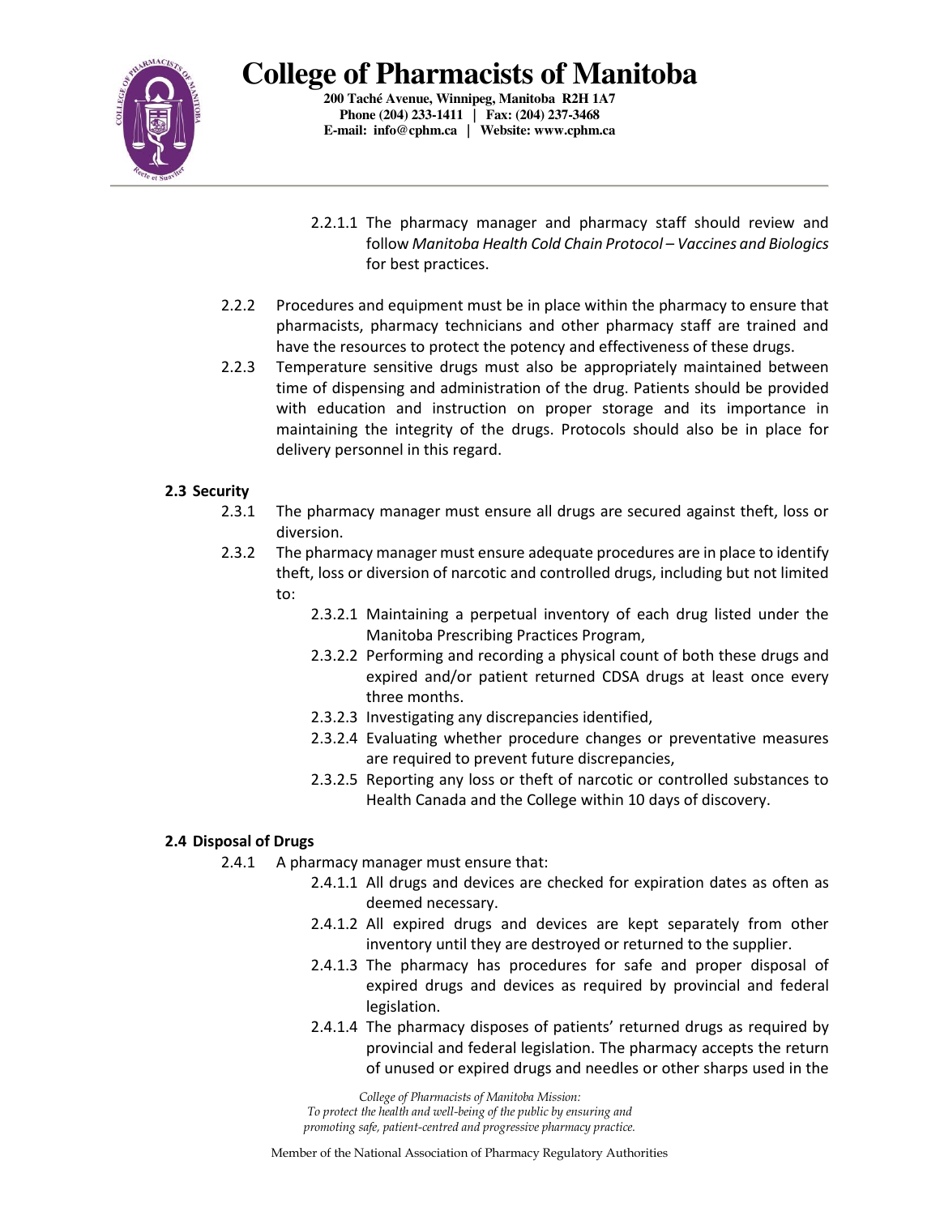2.2.1.1 The pharmacy manager and pharmacy staff should review and follow *Manitoba Health Cold Chain Protocol – Vaccines and Biologics* for best practices.

2.2.2 Procedures and equipment must be in place within the pharmacy to ensure that pharmacists, pharmacy technicians and other pharmacy staff are trained and have the resources to protect the potency and effectiveness of these drugs.

2.2.3 Temperature sensitive drugs must also be appropriately maintained between time of dispensing and administration of the drug. Patients should be provided with education and instruction on proper storage and its importance in maintaining the integrity of the drugs. Protocols should also be in place for delivery personnel in this regard.

**2.3 Security**

2.3.1 The pharmacy manager must ensure all drugs are secured against theft, loss or diversion.

2.3.2 The pharmacy manager must ensure adequate procedures are in place to identify theft, loss or diversion of narcotic and controlled drugs, including but not limited to:

2.3.2.1 Maintaining a perpetual inventory of each drug listed under the Manitoba Prescribing Practices Program,

2.3.2.2 Performing and recording a physical count of both these drugs and expired and/or patient returned CDSA drugs at least once every three months.

2.3.2.3 Investigating any discrepancies identified,

2.3.2.4 Evaluating whether procedure changes or preventative measures are required to prevent future discrepancies,

2.3.2.5 Reporting any loss or theft of narcotic or controlled substances to Health Canada and the College within 10 days of discovery.

**2.4 Disposal of Drugs**

2.4.1 A pharmacy manager must ensure that:

2.4.1.1 All drugs and devices are checked for expiration dates as often as deemed necessary.

2.4.1.2 All expired drugs and devices are kept separately from other inventory until they are destroyed or returned to the supplier.

2.4.1.3 The pharmacy has procedures for safe and proper disposal of expired drugs and devices as required by provincial and federal legislation.

2.4.1.4 The pharmacy disposes of patients' returned drugs as required by provincial and federal legislation. The pharmacy accepts the return of unused or expired drugs and needles or other sharps used in the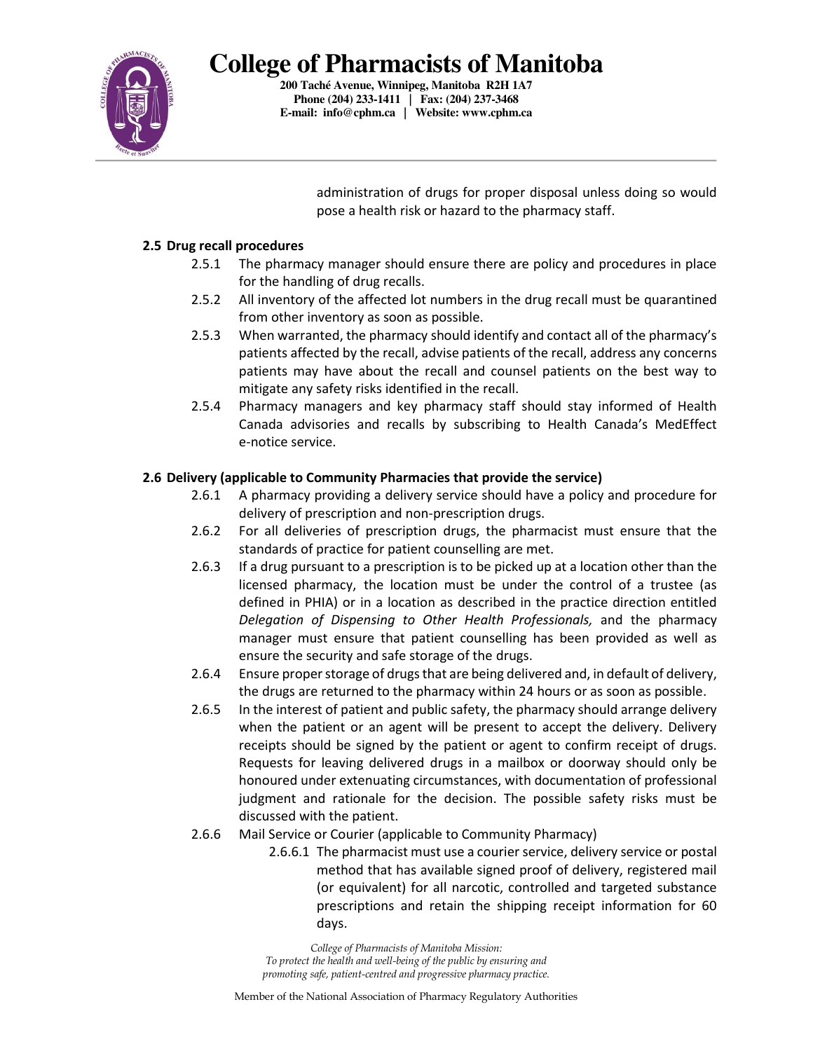administration of drugs for proper disposal unless doing so would pose a health risk or hazard to the pharmacy staff.

### 2.5 Drug recall procedures

2.5.1 The pharmacy manager should ensure there are policy and procedures in place for the handling of drug recalls.

2.5.2 All inventory of the affected lot numbers in the drug recall must be quarantined from other inventory as soon as possible.

2.5.3 When warranted, the pharmacy should identify and contact all of the pharmacy's patients affected by the recall, advise patients of the recall, address any concerns patients may have about the recall and counsel patients on the best way to mitigate any safety risks identified in the recall.

2.5.4 Pharmacy managers and key pharmacy staff should stay informed of Health Canada advisories and recalls by subscribing to Health Canada's MedEffect e-notice service.

### 2.6 Delivery (applicable to Community Pharmacies that provide the service)

2.6.1 A pharmacy providing a delivery service should have a policy and procedure for delivery of prescription and non-prescription drugs.

2.6.2 For all deliveries of prescription drugs, the pharmacist must ensure that the standards of practice for patient counselling are met.

2.6.3 If a drug pursuant to a prescription is to be picked up at a location other than the licensed pharmacy, the location must be under the control of a trustee (as defined in PHIA) or in a location as described in the practice direction entitled *Delegation of Dispensing to Other Health Professionals,* and the pharmacy manager must ensure that patient counselling has been provided as well as ensure the security and safe storage of the drugs.

2.6.4 Ensure proper storage of drugs that are being delivered and, in default of delivery, the drugs are returned to the pharmacy within 24 hours or as soon as possible.

2.6.5 In the interest of patient and public safety, the pharmacy should arrange delivery when the patient or an agent will be present to accept the delivery. Delivery receipts should be signed by the patient or agent to confirm receipt of drugs. Requests for leaving delivered drugs in a mailbox or doorway should only be honoured under extenuating circumstances, with documentation of professional judgment and rationale for the decision. The possible safety risks must be discussed with the patient.

2.6.6 Mail Service or Courier (applicable to Community Pharmacy)

2.6.6.1 The pharmacist must use a courier service, delivery service or postal method that has available signed proof of delivery, registered mail (or equivalent) for all narcotic, controlled and targeted substance prescriptions and retain the shipping receipt information for 60 days.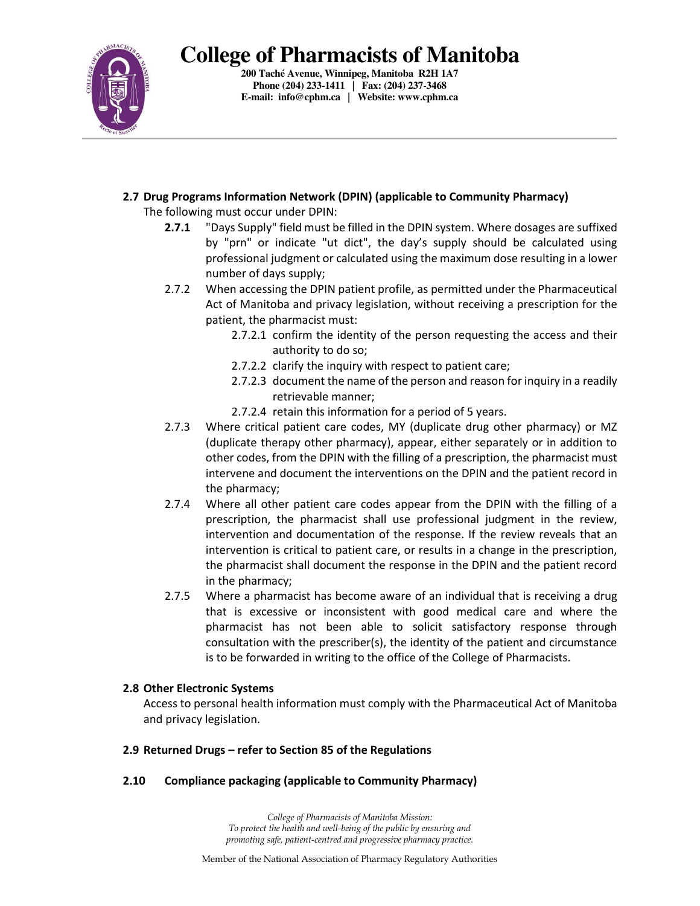**2.7 Drug Programs Information Network (DPIN) (applicable to Community Pharmacy)**

The following must occur under DPIN:

- **2.7.1** "Days Supply" field must be filled in the DPIN system. Where dosages are suffixed by "prn" or indicate "ut dict", the day's supply should be calculated using professional judgment or calculated using the maximum dose resulting in a lower number of days supply;
- 2.7.2 When accessing the DPIN patient profile, as permitted under the Pharmaceutical Act of Manitoba and privacy legislation, without receiving a prescription for the patient, the pharmacist must:
  - 2.7.2.1 confirm the identity of the person requesting the access and their authority to do so;
  - 2.7.2.2 clarify the inquiry with respect to patient care;
  - 2.7.2.3 document the name of the person and reason for inquiry in a readily retrievable manner;
  - 2.7.2.4 retain this information for a period of 5 years.
- 2.7.3 Where critical patient care codes, MY (duplicate drug other pharmacy) or MZ (duplicate therapy other pharmacy), appear, either separately or in addition to other codes, from the DPIN with the filling of a prescription, the pharmacist must intervene and document the interventions on the DPIN and the patient record in the pharmacy;
- 2.7.4 Where all other patient care codes appear from the DPIN with the filling of a prescription, the pharmacist shall use professional judgment in the review, intervention and documentation of the response. If the review reveals that an intervention is critical to patient care, or results in a change in the prescription, the pharmacist shall document the response in the DPIN and the patient record in the pharmacy;
- 2.7.5 Where a pharmacist has become aware of an individual that is receiving a drug that is excessive or inconsistent with good medical care and where the pharmacist has not been able to solicit satisfactory response through consultation with the prescriber(s), the identity of the patient and circumstance is to be forwarded in writing to the office of the College of Pharmacists.

**2.8 Other Electronic Systems**

Access to personal health information must comply with the Pharmaceutical Act of Manitoba and privacy legislation.

**2.9 Returned Drugs – refer to Section 85 of the Regulations**

**2.10 Compliance packaging (applicable to Community Pharmacy)**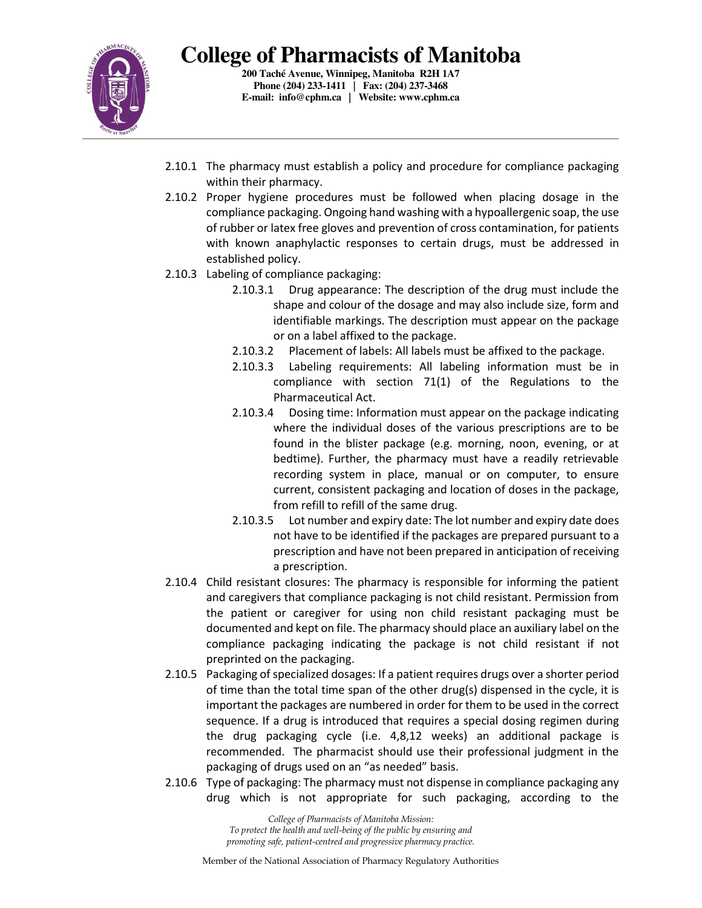- 2.10.1 The pharmacy must establish a policy and procedure for compliance packaging within their pharmacy.
- 2.10.2 Proper hygiene procedures must be followed when placing dosage in the compliance packaging. Ongoing hand washing with a hypoallergenic soap, the use of rubber or latex free gloves and prevention of cross contamination, for patients with known anaphylactic responses to certain drugs, must be addressed in established policy.
- 2.10.3 Labeling of compliance packaging:
  - 2.10.3.1 Drug appearance: The description of the drug must include the shape and colour of the dosage and may also include size, form and identifiable markings. The description must appear on the package or on a label affixed to the package.
  - 2.10.3.2 Placement of labels: All labels must be affixed to the package.
  - 2.10.3.3 Labeling requirements: All labeling information must be in compliance with section 71(1) of the Regulations to the Pharmaceutical Act.
  - 2.10.3.4 Dosing time: Information must appear on the package indicating where the individual doses of the various prescriptions are to be found in the blister package (e.g. morning, noon, evening, or at bedtime). Further, the pharmacy must have a readily retrievable recording system in place, manual or on computer, to ensure current, consistent packaging and location of doses in the package, from refill to refill of the same drug.
  - 2.10.3.5 Lot number and expiry date: The lot number and expiry date does not have to be identified if the packages are prepared pursuant to a prescription and have not been prepared in anticipation of receiving a prescription.
- 2.10.4 Child resistant closures: The pharmacy is responsible for informing the patient and caregivers that compliance packaging is not child resistant. Permission from the patient or caregiver for using non child resistant packaging must be documented and kept on file. The pharmacy should place an auxiliary label on the compliance packaging indicating the package is not child resistant if not preprinted on the packaging.
- 2.10.5 Packaging of specialized dosages: If a patient requires drugs over a shorter period of time than the total time span of the other drug(s) dispensed in the cycle, it is important the packages are numbered in order for them to be used in the correct sequence. If a drug is introduced that requires a special dosing regimen during the drug packaging cycle (i.e. 4,8,12 weeks) an additional package is recommended. The pharmacist should use their professional judgment in the packaging of drugs used on an "as needed" basis.
- 2.10.6 Type of packaging: The pharmacy must not dispense in compliance packaging any drug which is not appropriate for such packaging, according to the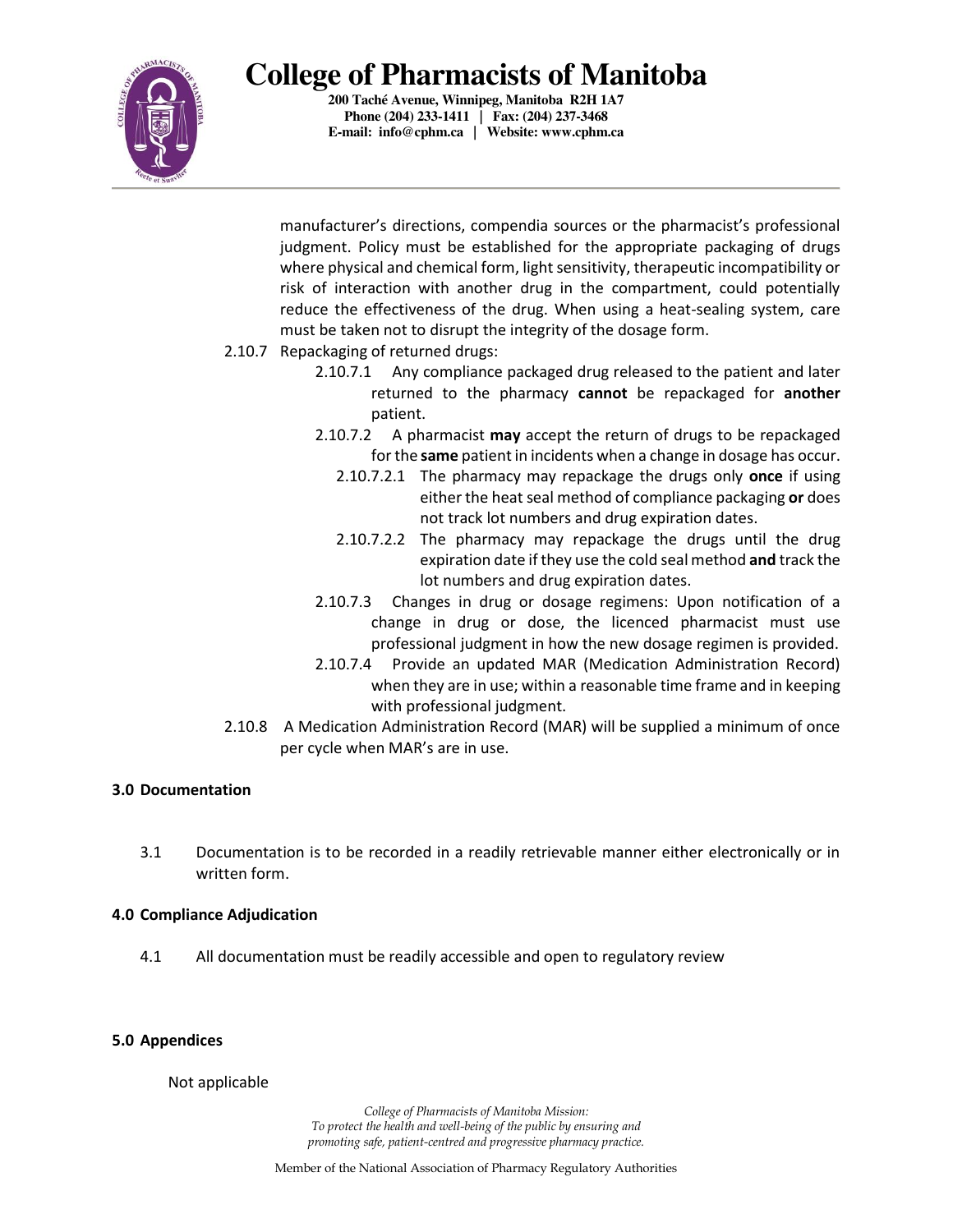manufacturer's directions, compendia sources or the pharmacist's professional judgment. Policy must be established for the appropriate packaging of drugs where physical and chemical form, light sensitivity, therapeutic incompatibility or risk of interaction with another drug in the compartment, could potentially reduce the effectiveness of the drug. When using a heat-sealing system, care must be taken not to disrupt the integrity of the dosage form.

2.10.7 Repackaging of returned drugs:

- 2.10.7.1 Any compliance packaged drug released to the patient and later returned to the pharmacy **cannot** be repackaged for **another** patient.
- 2.10.7.2 A pharmacist **may** accept the return of drugs to be repackaged for the **same** patient in incidents when a change in dosage has occur.
  - 2.10.7.2.1 The pharmacy may repackage the drugs only **once** if using either the heat seal method of compliance packaging **or** does not track lot numbers and drug expiration dates.
  - 2.10.7.2.2 The pharmacy may repackage the drugs until the drug expiration date if they use the cold seal method **and** track the lot numbers and drug expiration dates.
- 2.10.7.3 Changes in drug or dosage regimens: Upon notification of a change in drug or dose, the licenced pharmacist must use professional judgment in how the new dosage regimen is provided.
- 2.10.7.4 Provide an updated MAR (Medication Administration Record) when they are in use; within a reasonable time frame and in keeping with professional judgment.

2.10.8 A Medication Administration Record (MAR) will be supplied a minimum of once per cycle when MAR's are in use.

## 3.0 Documentation

3.1 Documentation is to be recorded in a readily retrievable manner either electronically or in written form.

## 4.0 Compliance Adjudication

4.1 All documentation must be readily accessible and open to regulatory review

## 5.0 Appendices

Not applicable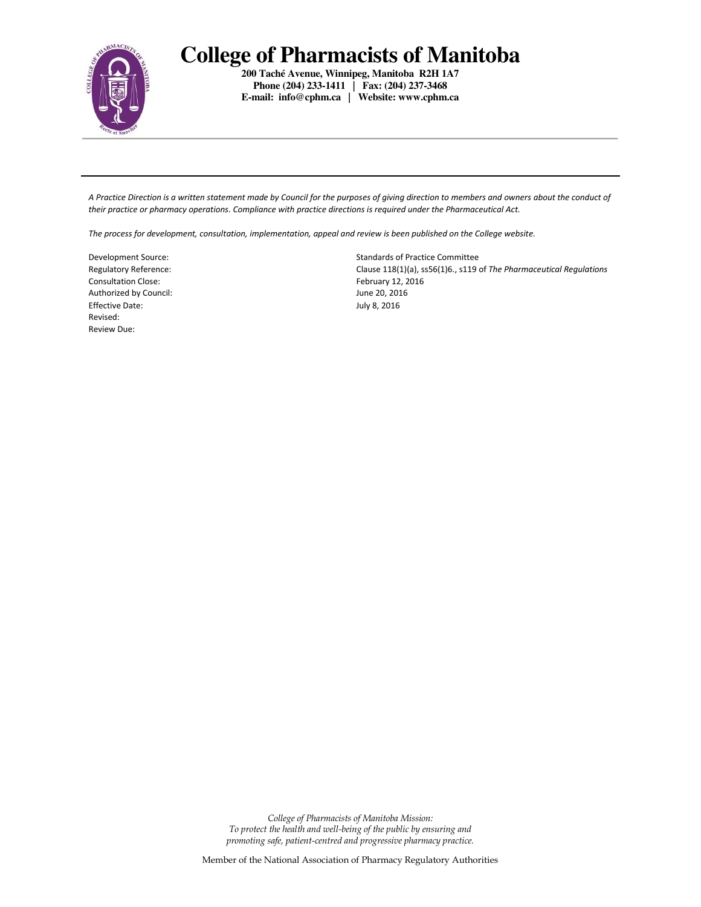# College of Pharmacists of Manitoba

**200 Taché Avenue, Winnipeg, Manitoba R2H 1A7**
**Phone (204) 233-1411 | Fax: (204) 237-3468**
**E-mail: info@cphm.ca | Website: www.cphm.ca**

---

*A Practice Direction is a written statement made by Council for the purposes of giving direction to members and owners about the conduct of their practice or pharmacy operations. Compliance with practice directions is required under the Pharmaceutical Act.*

*The process for development, consultation, implementation, appeal and review is been published on the College website.*

| | |
|---|---|
| Development Source: | Standards of Practice Committee |
| Regulatory Reference: | Clause 118(1)(a), ss56(1)6., s119 of *The Pharmaceutical Regulations* |
| Consultation Close: | February 12, 2016 |
| Authorized by Council: | June 20, 2016 |
| Effective Date: | July 8, 2016 |
| Revised: | |
| Review Due: | |

*College of Pharmacists of Manitoba Mission:*
*To protect the health and well-being of the public by ensuring and promoting safe, patient-centred and progressive pharmacy practice.*

Member of the National Association of Pharmacy Regulatory Authorities